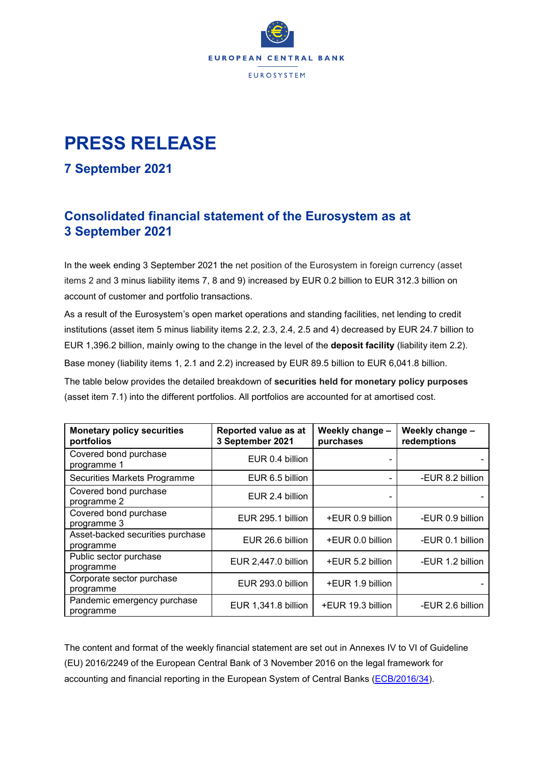EUROPEAN CENTRAL BANK

EUROSYSTEM

# PRESS RELEASE

## 7 September 2021

## Consolidated financial statement of the Eurosystem as at 3 September 2021

In the week ending 3 September 2021 the net position of the Eurosystem in foreign currency (asset items 2 and 3 minus liability items 7, 8 and 9) increased by EUR 0.2 billion to EUR 312.3 billion on account of customer and portfolio transactions.

As a result of the Eurosystem's open market operations and standing facilities, net lending to credit institutions (asset item 5 minus liability items 2.2, 2.3, 2.4, 2.5 and 4) decreased by EUR 24.7 billion to EUR 1,396.2 billion, mainly owing to the change in the level of the **deposit facility** (liability item 2.2).

Base money (liability items 1, 2.1 and 2.2) increased by EUR 89.5 billion to EUR 6,041.8 billion.

The table below provides the detailed breakdown of **securities held for monetary policy purposes** (asset item 7.1) into the different portfolios. All portfolios are accounted for at amortised cost.

| Monetary policy securities portfolios | Reported value as at 3 September 2021 | Weekly change – purchases | Weekly change – redemptions |
|---|---|---|---|
| Covered bond purchase programme 1 | EUR 0.4 billion | - | - |
| Securities Markets Programme | EUR 6.5 billion | - | -EUR 8.2 billion |
| Covered bond purchase programme 2 | EUR 2.4 billion | - | - |
| Covered bond purchase programme 3 | EUR 295.1 billion | +EUR 0.9 billion | -EUR 0.9 billion |
| Asset-backed securities purchase programme | EUR 26.6 billion | +EUR 0.0 billion | -EUR 0.1 billion |
| Public sector purchase programme | EUR 2,447.0 billion | +EUR 5.2 billion | -EUR 1.2 billion |
| Corporate sector purchase programme | EUR 293.0 billion | +EUR 1.9 billion | - |
| Pandemic emergency purchase programme | EUR 1,341.8 billion | +EUR 19.3 billion | -EUR 2.6 billion |

The content and format of the weekly financial statement are set out in Annexes IV to VI of Guideline (EU) 2016/2249 of the European Central Bank of 3 November 2016 on the legal framework for accounting and financial reporting in the European System of Central Banks (ECB/2016/34).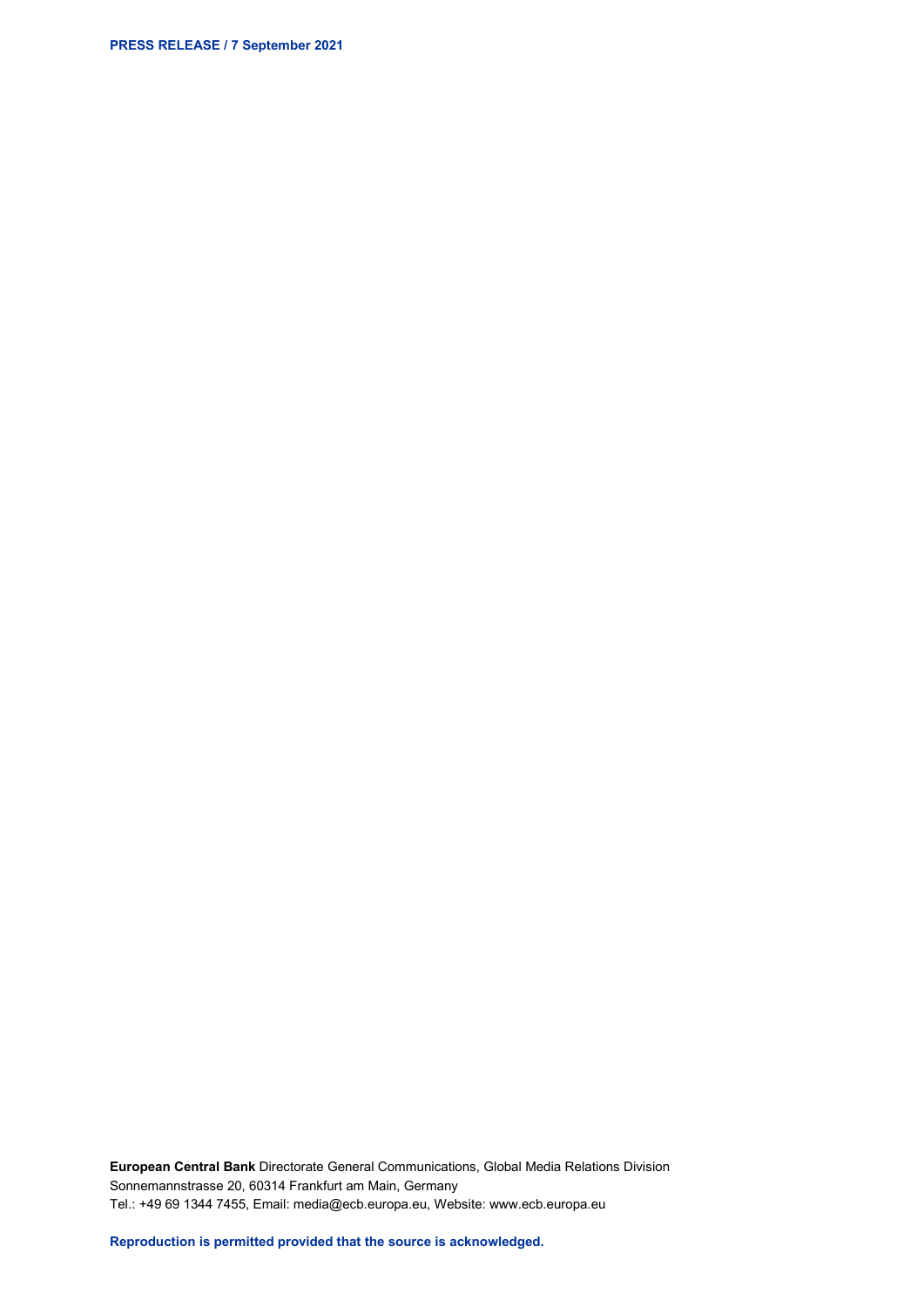**European Central Bank** Directorate General Communications, Global Media Relations Division
Sonnemannstrasse 20, 60314 Frankfurt am Main, Germany
Tel.: +49 69 1344 7455, Email: media@ecb.europa.eu, Website: www.ecb.europa.eu

**Reproduction is permitted provided that the source is acknowledged.**